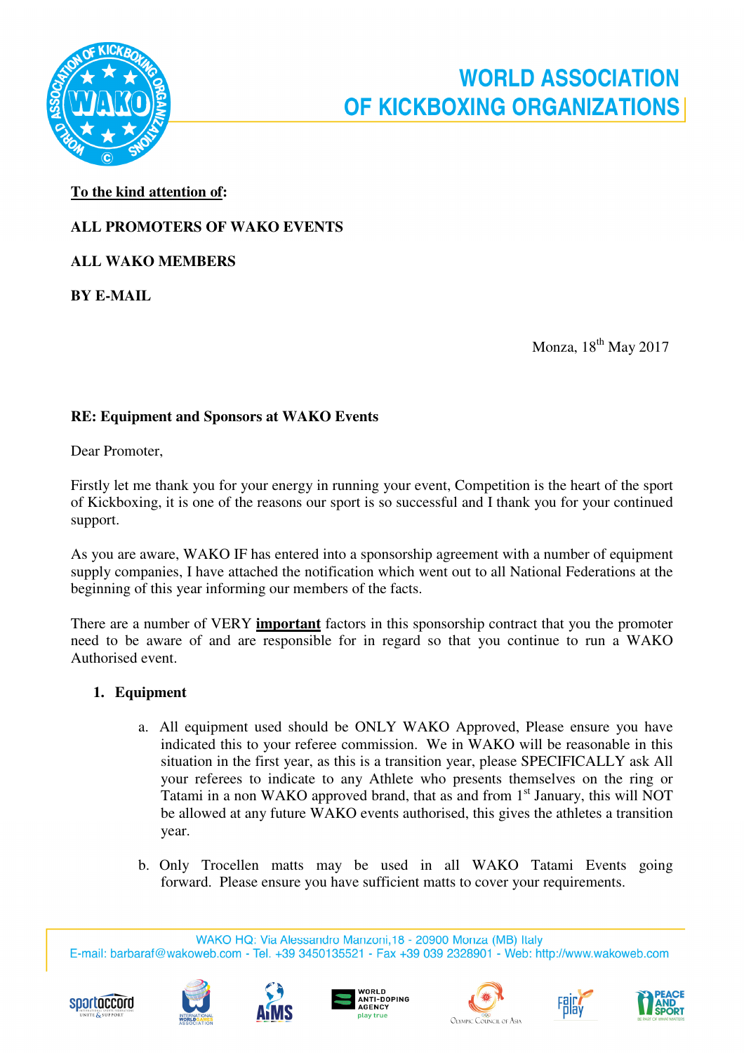WORLD ASSOCIATION OF KICKBOXING ORGANIZATIONS

**To the kind attention of:**

**ALL PROMOTERS OF WAKO EVENTS**

**ALL WAKO MEMBERS**

**BY E-MAIL**

Monza, 18th May 2017

**RE: Equipment and Sponsors at WAKO Events**

Dear Promoter,

Firstly let me thank you for your energy in running your event, Competition is the heart of the sport of Kickboxing, it is one of the reasons our sport is so successful and I thank you for your continued support.

As you are aware, WAKO IF has entered into a sponsorship agreement with a number of equipment supply companies, I have attached the notification which went out to all National Federations at the beginning of this year informing our members of the facts.

There are a number of VERY **important** factors in this sponsorship contract that you the promoter need to be aware of and are responsible for in regard so that you continue to run a WAKO Authorised event.

1. **Equipment**

    a. All equipment used should be ONLY WAKO Approved, Please ensure you have indicated this to your referee commission. We in WAKO will be reasonable in this situation in the first year, as this is a transition year, please SPECIFICALLY ask All your referees to indicate to any Athlete who presents themselves on the ring or Tatami in a non WAKO approved brand, that as and from 1st January, this will NOT be allowed at any future WAKO events authorised, this gives the athletes a transition year.

    b. Only Trocellen matts may be used in all WAKO Tatami Events going forward. Please ensure you have sufficient matts to cover your requirements.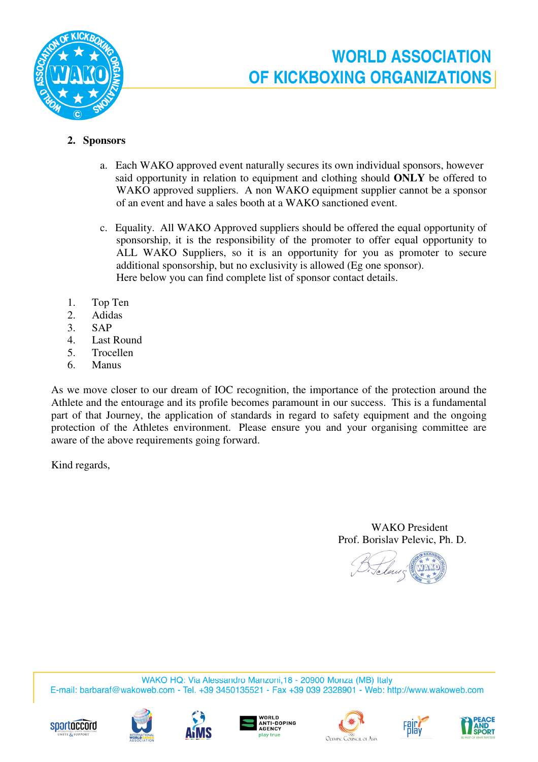## 2. Sponsors

a. Each WAKO approved event naturally secures its own individual sponsors, however said opportunity in relation to equipment and clothing should **ONLY** be offered to WAKO approved suppliers. A non WAKO equipment supplier cannot be a sponsor of an event and have a sales booth at a WAKO sanctioned event.

c. Equality. All WAKO Approved suppliers should be offered the equal opportunity of sponsorship, it is the responsibility of the promoter to offer equal opportunity to ALL WAKO Suppliers, so it is an opportunity for you as promoter to secure additional sponsorship, but no exclusivity is allowed (Eg one sponsor).
Here below you can find complete list of sponsor contact details.

1. Top Ten
2. Adidas
3. SAP
4. Last Round
5. Trocellen
6. Manus

As we move closer to our dream of IOC recognition, the importance of the protection around the Athlete and the entourage and its profile becomes paramount in our success. This is a fundamental part of that Journey, the application of standards in regard to safety equipment and the ongoing protection of the Athletes environment. Please ensure you and your organising committee are aware of the above requirements going forward.

Kind regards,

WAKO President
Prof. Borislav Pelevic, Ph. D.